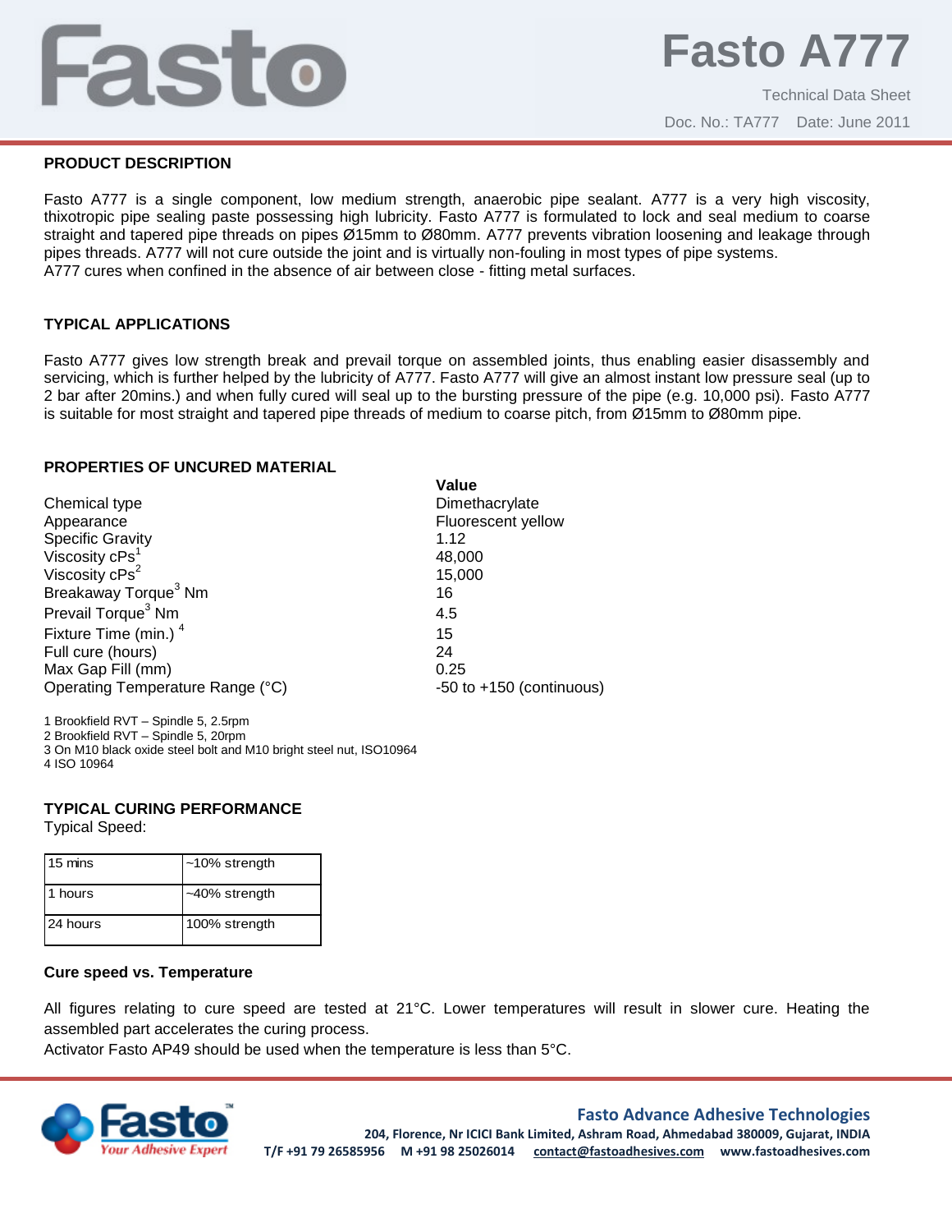# Fasto A777

Technical Data Sheet

Doc. No.: TA777 Date: June 2011

## PRODUCT DESCRIPTION

Fasto A777 is a single component, low medium strength, anaerobic pipe sealant. A777 is a very high viscosity, thixotropic pipe sealing paste possessing high lubricity. Fasto A777 is formulated to lock and seal medium to coarse straight and tapered pipe threads on pipes Ø15mm to Ø80mm. A777 prevents vibration loosening and leakage through pipes threads. A777 will not cure outside the joint and is virtually non-fouling in most types of pipe systems.
A777 cures when confined in the absence of air between close - fitting metal surfaces.

## TYPICAL APPLICATIONS

Fasto A777 gives low strength break and prevail torque on assembled joints, thus enabling easier disassembly and servicing, which is further helped by the lubricity of A777. Fasto A777 will give an almost instant low pressure seal (up to 2 bar after 20mins.) and when fully cured will seal up to the bursting pressure of the pipe (e.g. 10,000 psi). Fasto A777 is suitable for most straight and tapered pipe threads of medium to coarse pitch, from Ø15mm to Ø80mm pipe.

## PROPERTIES OF UNCURED MATERIAL

| | **Value** |
|---|---|
| Chemical type | Dimethacrylate |
| Appearance | Fluorescent yellow |
| Specific Gravity | 1.12 |
| Viscosity cPs[1] | 48,000 |
| Viscosity cPs[2] | 15,000 |
| Breakaway Torque[3] Nm | 16 |
| Prevail Torque[3] Nm | 4.5 |
| Fixture Time (min.) [4] | 15 |
| Full cure (hours) | 24 |
| Max Gap Fill (mm) | 0.25 |
| Operating Temperature Range (°C) | -50 to +150 (continuous) |

1 Brookfield RVT – Spindle 5, 2.5rpm
2 Brookfield RVT – Spindle 5, 20rpm
3 On M10 black oxide steel bolt and M10 bright steel nut, ISO10964
4 ISO 10964

## TYPICAL CURING PERFORMANCE

Typical Speed:

| | |
|---|---|
| 15 mins | ~10% strength |
| 1 hours | ~40% strength |
| 24 hours | 100% strength |

### Cure speed vs. Temperature

All figures relating to cure speed are tested at 21°C. Lower temperatures will result in slower cure. Heating the assembled part accelerates the curing process.
Activator Fasto AP49 should be used when the temperature is less than 5°C.

**Fasto Advance Adhesive Technologies**
204, Florence, Nr ICICI Bank Limited, Ashram Road, Ahmedabad 380009, Gujarat, INDIA
T/F +91 79 26585956 M +91 98 25026014 contact@fastoadhesives.com www.fastoadhesives.com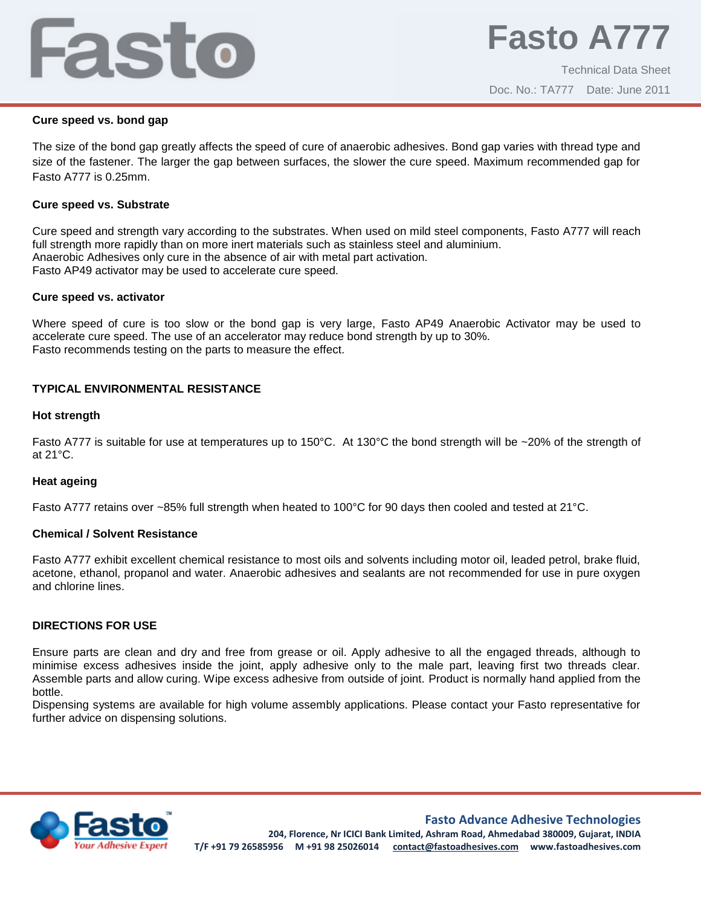### Cure speed vs. bond gap

The size of the bond gap greatly affects the speed of cure of anaerobic adhesives. Bond gap varies with thread type and size of the fastener. The larger the gap between surfaces, the slower the cure speed. Maximum recommended gap for Fasto A777 is 0.25mm.

### Cure speed vs. Substrate

Cure speed and strength vary according to the substrates. When used on mild steel components, Fasto A777 will reach full strength more rapidly than on more inert materials such as stainless steel and aluminium.
Anaerobic Adhesives only cure in the absence of air with metal part activation.
Fasto AP49 activator may be used to accelerate cure speed.

### Cure speed vs. activator

Where speed of cure is too slow or the bond gap is very large, Fasto AP49 Anaerobic Activator may be used to accelerate cure speed. The use of an accelerator may reduce bond strength by up to 30%.
Fasto recommends testing on the parts to measure the effect.

## TYPICAL ENVIRONMENTAL RESISTANCE

### Hot strength

Fasto A777 is suitable for use at temperatures up to 150°C. At 130°C the bond strength will be ~20% of the strength of at 21°C.

### Heat ageing

Fasto A777 retains over ~85% full strength when heated to 100°C for 90 days then cooled and tested at 21°C.

### Chemical / Solvent Resistance

Fasto A777 exhibit excellent chemical resistance to most oils and solvents including motor oil, leaded petrol, brake fluid, acetone, ethanol, propanol and water. Anaerobic adhesives and sealants are not recommended for use in pure oxygen and chlorine lines.

## DIRECTIONS FOR USE

Ensure parts are clean and dry and free from grease or oil. Apply adhesive to all the engaged threads, although to minimise excess adhesives inside the joint, apply adhesive only to the male part, leaving first two threads clear. Assemble parts and allow curing. Wipe excess adhesive from outside of joint. Product is normally hand applied from the bottle.
Dispensing systems are available for high volume assembly applications. Please contact your Fasto representative for further advice on dispensing solutions.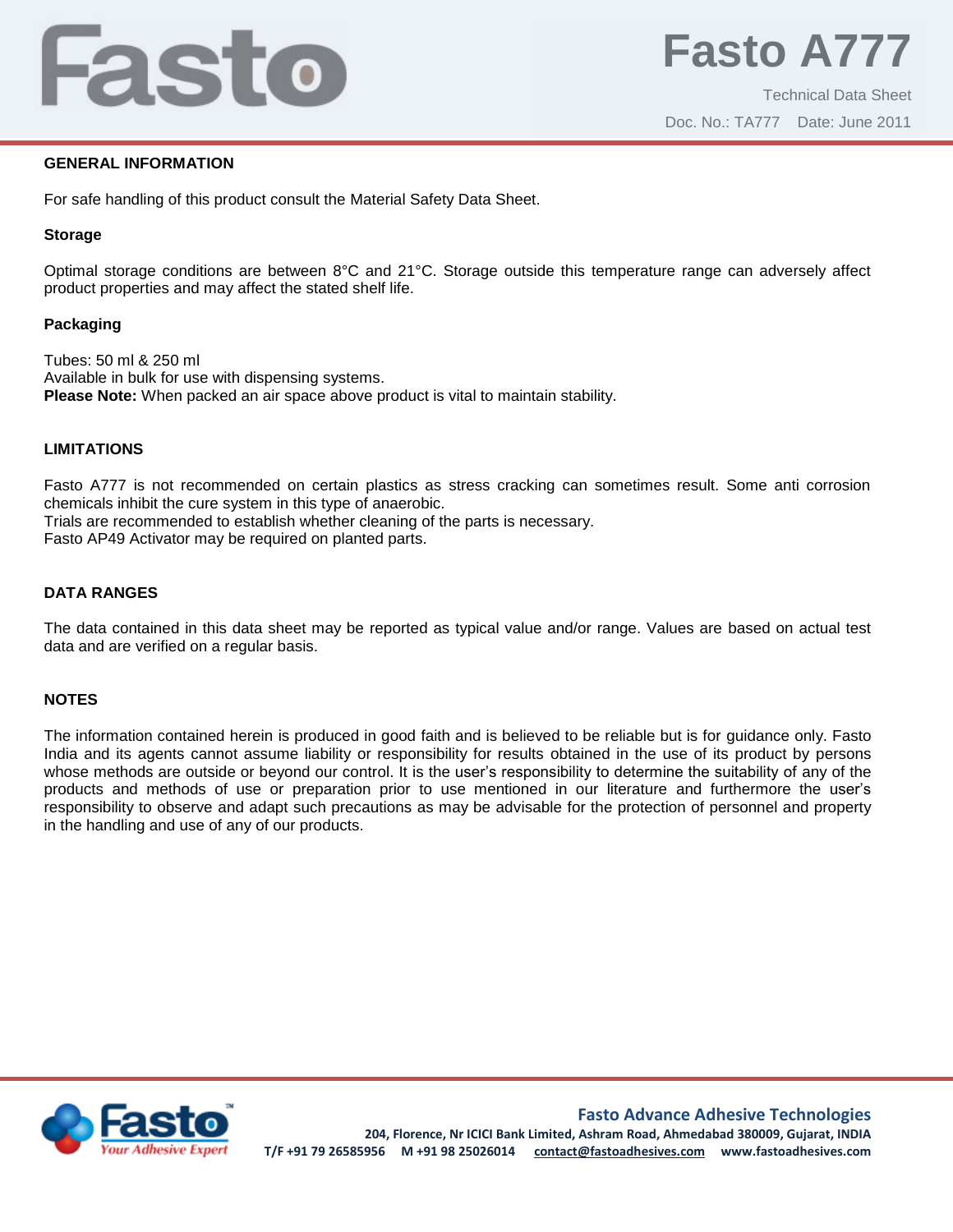## GENERAL INFORMATION

For safe handling of this product consult the Material Safety Data Sheet.

### Storage

Optimal storage conditions are between 8°C and 21°C. Storage outside this temperature range can adversely affect product properties and may affect the stated shelf life.

### Packaging

Tubes: 50 ml & 250 ml
Available in bulk for use with dispensing systems.
**Please Note:** When packed an air space above product is vital to maintain stability.

## LIMITATIONS

Fasto A777 is not recommended on certain plastics as stress cracking can sometimes result. Some anti corrosion chemicals inhibit the cure system in this type of anaerobic.
Trials are recommended to establish whether cleaning of the parts is necessary.
Fasto AP49 Activator may be required on planted parts.

## DATA RANGES

The data contained in this data sheet may be reported as typical value and/or range. Values are based on actual test data and are verified on a regular basis.

## NOTES

The information contained herein is produced in good faith and is believed to be reliable but is for guidance only. Fasto India and its agents cannot assume liability or responsibility for results obtained in the use of its product by persons whose methods are outside or beyond our control. It is the user's responsibility to determine the suitability of any of the products and methods of use or preparation prior to use mentioned in our literature and furthermore the user's responsibility to observe and adapt such precautions as may be advisable for the protection of personnel and property in the handling and use of any of our products.